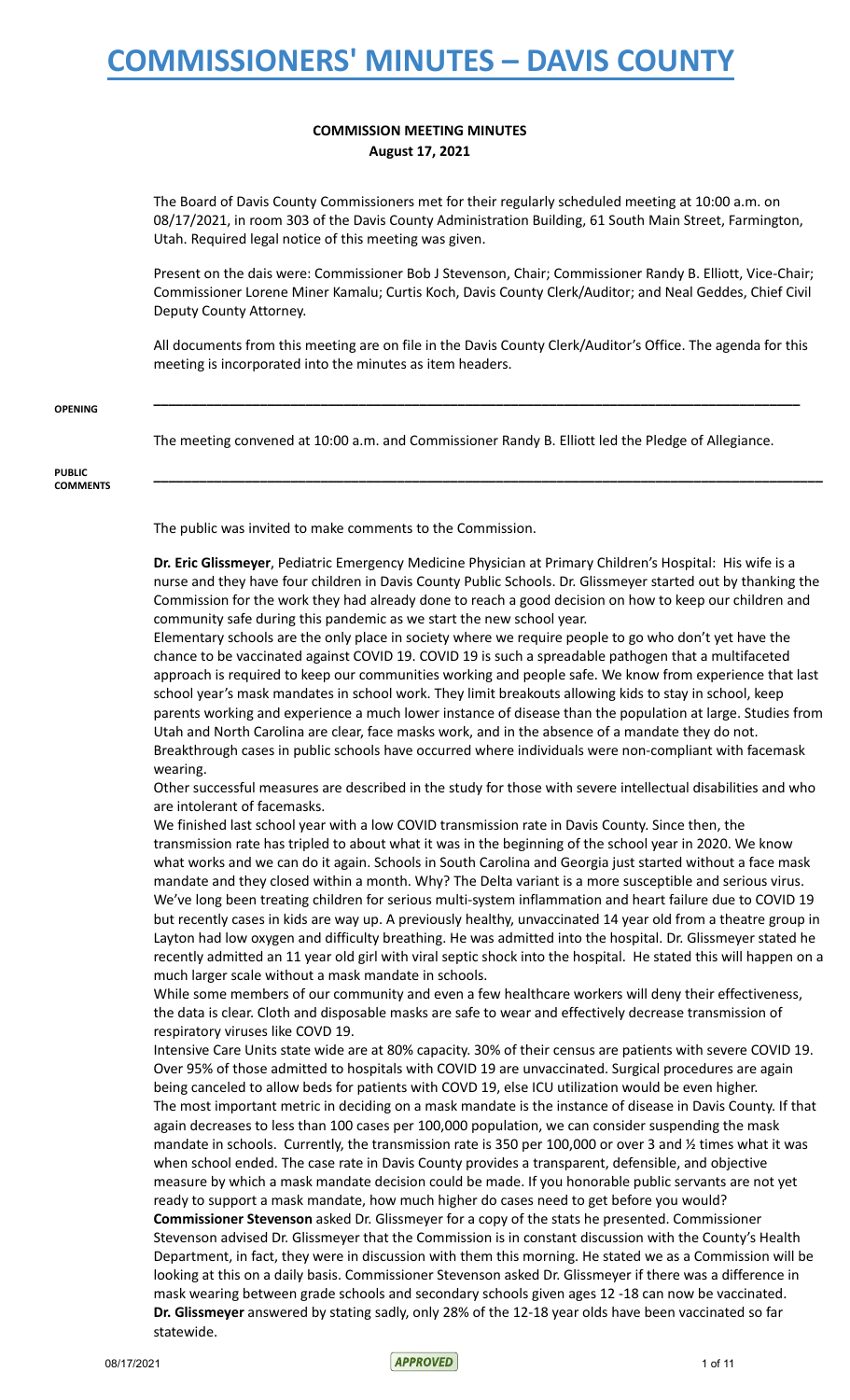# COMMISSIONERS' MINUTES – DAVIS COUNTY

## COMMISSION MEETING MINUTES
**August 17, 2021**

The Board of Davis County Commissioners met for their regularly scheduled meeting at 10:00 a.m. on 08/17/2021, in room 303 of the Davis County Administration Building, 61 South Main Street, Farmington, Utah. Required legal notice of this meeting was given.

Present on the dais were: Commissioner Bob J Stevenson, Chair; Commissioner Randy B. Elliott, Vice-Chair; Commissioner Lorene Miner Kamalu; Curtis Koch, Davis County Clerk/Auditor; and Neal Geddes, Chief Civil Deputy County Attorney.

All documents from this meeting are on file in the Davis County Clerk/Auditor's Office. The agenda for this meeting is incorporated into the minutes as item headers.

---

**OPENING**

The meeting convened at 10:00 a.m. and Commissioner Randy B. Elliott led the Pledge of Allegiance.

---

**PUBLIC COMMENTS**

The public was invited to make comments to the Commission.

**Dr. Eric Glissmeyer**, Pediatric Emergency Medicine Physician at Primary Children's Hospital: His wife is a nurse and they have four children in Davis County Public Schools. Dr. Glissmeyer started out by thanking the Commission for the work they had already done to reach a good decision on how to keep our children and community safe during this pandemic as we start the new school year.

Elementary schools are the only place in society where we require people to go who don't yet have the chance to be vaccinated against COVID 19. COVID 19 is such a spreadable pathogen that a multifaceted approach is required to keep our communities working and people safe. We know from experience that last school year's mask mandates in school work. They limit breakouts allowing kids to stay in school, keep parents working and experience a much lower instance of disease than the population at large. Studies from Utah and North Carolina are clear, face masks work, and in the absence of a mandate they do not. Breakthrough cases in public schools have occurred where individuals were non-compliant with facemask wearing.

Other successful measures are described in the study for those with severe intellectual disabilities and who are intolerant of facemasks.

We finished last school year with a low COVID transmission rate in Davis County. Since then, the transmission rate has tripled to about what it was in the beginning of the school year in 2020. We know what works and we can do it again. Schools in South Carolina and Georgia just started without a face mask mandate and they closed within a month. Why? The Delta variant is a more susceptible and serious virus. We've long been treating children for serious multi-system inflammation and heart failure due to COVID 19 but recently cases in kids are way up. A previously healthy, unvaccinated 14 year old from a theatre group in Layton had low oxygen and difficulty breathing. He was admitted into the hospital. Dr. Glissmeyer stated he recently admitted an 11 year old girl with viral septic shock into the hospital. He stated this will happen on a much larger scale without a mask mandate in schools.

While some members of our community and even a few healthcare workers will deny their effectiveness, the data is clear. Cloth and disposable masks are safe to wear and effectively decrease transmission of respiratory viruses like COVD 19.

Intensive Care Units state wide are at 80% capacity. 30% of their census are patients with severe COVID 19. Over 95% of those admitted to hospitals with COVID 19 are unvaccinated. Surgical procedures are again being canceled to allow beds for patients with COVD 19, else ICU utilization would be even higher.

The most important metric in deciding on a mask mandate is the instance of disease in Davis County. If that again decreases to less than 100 cases per 100,000 population, we can consider suspending the mask mandate in schools. Currently, the transmission rate is 350 per 100,000 or over 3 and ½ times what it was when school ended. The case rate in Davis County provides a transparent, defensible, and objective measure by which a mask mandate decision could be made. If you honorable public servants are not yet ready to support a mask mandate, how much higher do cases need to get before you would?

**Commissioner Stevenson** asked Dr. Glissmeyer for a copy of the stats he presented. Commissioner Stevenson advised Dr. Glissmeyer that the Commission is in constant discussion with the County's Health Department, in fact, they were in discussion with them this morning. He stated we as a Commission will be looking at this on a daily basis. Commissioner Stevenson asked Dr. Glissmeyer if there was a difference in mask wearing between grade schools and secondary schools given ages 12 -18 can now be vaccinated.

**Dr. Glissmeyer** answered by stating sadly, only 28% of the 12-18 year olds have been vaccinated so far statewide.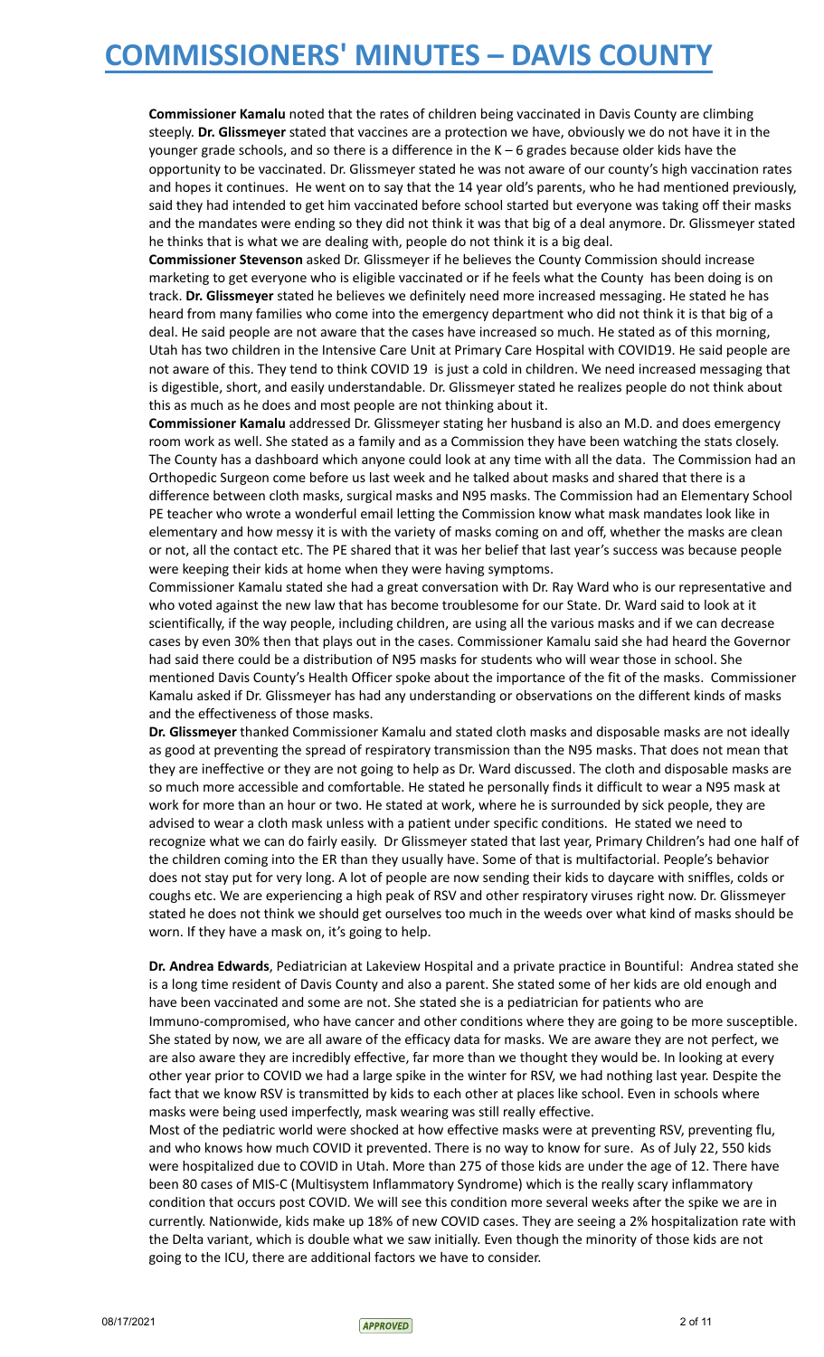**Commissioner Kamalu** noted that the rates of children being vaccinated in Davis County are climbing steeply. **Dr. Glissmeyer** stated that vaccines are a protection we have, obviously we do not have it in the younger grade schools, and so there is a difference in the K – 6 grades because older kids have the opportunity to be vaccinated. Dr. Glissmeyer stated he was not aware of our county's high vaccination rates and hopes it continues. He went on to say that the 14 year old's parents, who he had mentioned previously, said they had intended to get him vaccinated before school started but everyone was taking off their masks and the mandates were ending so they did not think it was that big of a deal anymore. Dr. Glissmeyer stated he thinks that is what we are dealing with, people do not think it is a big deal.

**Commissioner Stevenson** asked Dr. Glissmeyer if he believes the County Commission should increase marketing to get everyone who is eligible vaccinated or if he feels what the County has been doing is on track. **Dr. Glissmeyer** stated he believes we definitely need more increased messaging. He stated he has heard from many families who come into the emergency department who did not think it is that big of a deal. He said people are not aware that the cases have increased so much. He stated as of this morning, Utah has two children in the Intensive Care Unit at Primary Care Hospital with COVID19. He said people are not aware of this. They tend to think COVID 19 is just a cold in children. We need increased messaging that is digestible, short, and easily understandable. Dr. Glissmeyer stated he realizes people do not think about this as much as he does and most people are not thinking about it.

**Commissioner Kamalu** addressed Dr. Glissmeyer stating her husband is also an M.D. and does emergency room work as well. She stated as a family and as a Commission they have been watching the stats closely. The County has a dashboard which anyone could look at any time with all the data. The Commission had an Orthopedic Surgeon come before us last week and he talked about masks and shared that there is a difference between cloth masks, surgical masks and N95 masks. The Commission had an Elementary School PE teacher who wrote a wonderful email letting the Commission know what mask mandates look like in elementary and how messy it is with the variety of masks coming on and off, whether the masks are clean or not, all the contact etc. The PE shared that it was her belief that last year's success was because people were keeping their kids at home when they were having symptoms.

Commissioner Kamalu stated she had a great conversation with Dr. Ray Ward who is our representative and who voted against the new law that has become troublesome for our State. Dr. Ward said to look at it scientifically, if the way people, including children, are using all the various masks and if we can decrease cases by even 30% then that plays out in the cases. Commissioner Kamalu said she had heard the Governor had said there could be a distribution of N95 masks for students who will wear those in school. She mentioned Davis County's Health Officer spoke about the importance of the fit of the masks. Commissioner Kamalu asked if Dr. Glissmeyer has had any understanding or observations on the different kinds of masks and the effectiveness of those masks.

**Dr. Glissmeyer** thanked Commissioner Kamalu and stated cloth masks and disposable masks are not ideally as good at preventing the spread of respiratory transmission than the N95 masks. That does not mean that they are ineffective or they are not going to help as Dr. Ward discussed. The cloth and disposable masks are so much more accessible and comfortable. He stated he personally finds it difficult to wear a N95 mask at work for more than an hour or two. He stated at work, where he is surrounded by sick people, they are advised to wear a cloth mask unless with a patient under specific conditions. He stated we need to recognize what we can do fairly easily. Dr Glissmeyer stated that last year, Primary Children's had one half of the children coming into the ER than they usually have. Some of that is multifactorial. People's behavior does not stay put for very long. A lot of people are now sending their kids to daycare with sniffles, colds or coughs etc. We are experiencing a high peak of RSV and other respiratory viruses right now. Dr. Glissmeyer stated he does not think we should get ourselves too much in the weeds over what kind of masks should be worn. If they have a mask on, it's going to help.

**Dr. Andrea Edwards**, Pediatrician at Lakeview Hospital and a private practice in Bountiful: Andrea stated she is a long time resident of Davis County and also a parent. She stated some of her kids are old enough and have been vaccinated and some are not. She stated she is a pediatrician for patients who are Immuno-compromised, who have cancer and other conditions where they are going to be more susceptible. She stated by now, we are all aware of the efficacy data for masks. We are aware they are not perfect, we are also aware they are incredibly effective, far more than we thought they would be. In looking at every other year prior to COVID we had a large spike in the winter for RSV, we had nothing last year. Despite the fact that we know RSV is transmitted by kids to each other at places like school. Even in schools where masks were being used imperfectly, mask wearing was still really effective.

Most of the pediatric world were shocked at how effective masks were at preventing RSV, preventing flu, and who knows how much COVID it prevented. There is no way to know for sure. As of July 22, 550 kids were hospitalized due to COVID in Utah. More than 275 of those kids are under the age of 12. There have been 80 cases of MIS-C (Multisystem Inflammatory Syndrome) which is the really scary inflammatory condition that occurs post COVID. We will see this condition more several weeks after the spike we are in currently. Nationwide, kids make up 18% of new COVID cases. They are seeing a 2% hospitalization rate with the Delta variant, which is double what we saw initially. Even though the minority of those kids are not going to the ICU, there are additional factors we have to consider.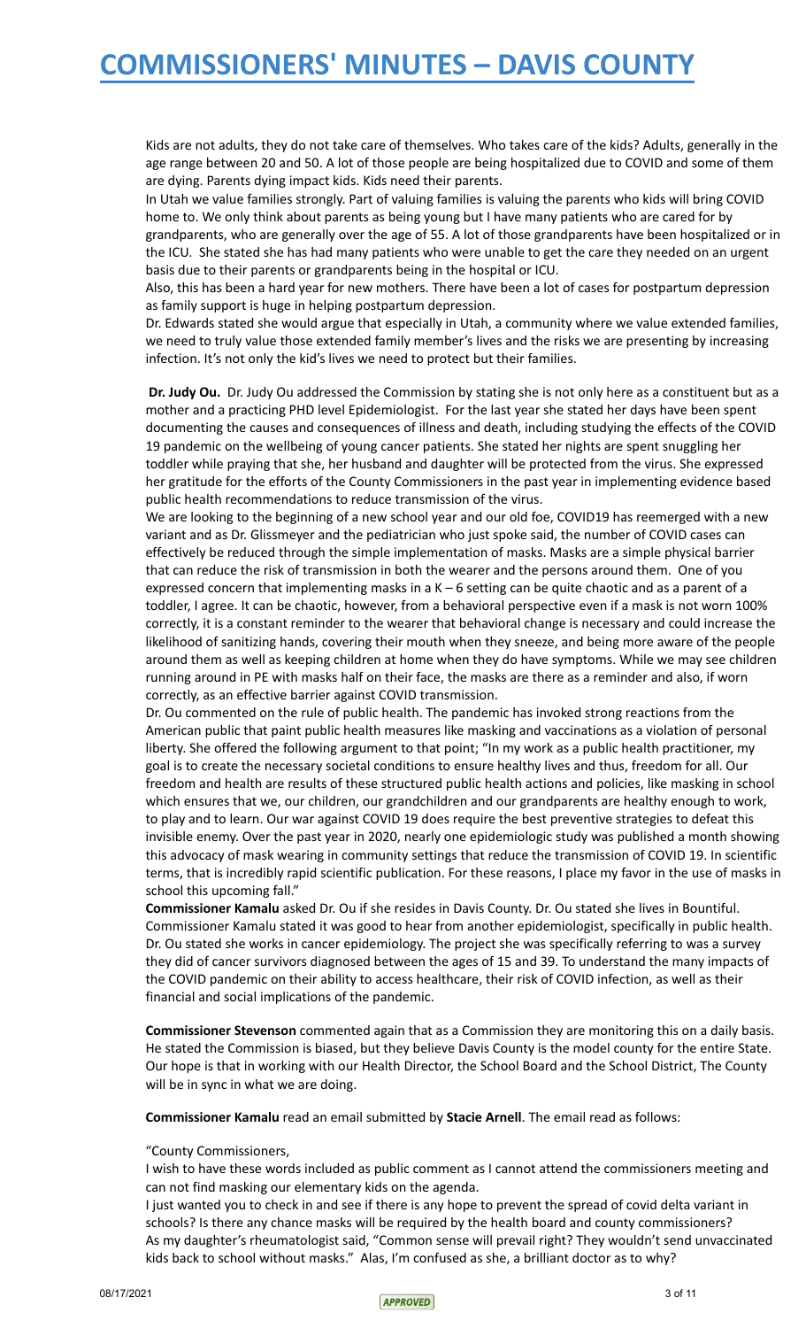Kids are not adults, they do not take care of themselves. Who takes care of the kids? Adults, generally in the age range between 20 and 50. A lot of those people are being hospitalized due to COVID and some of them are dying. Parents dying impact kids. Kids need their parents.

In Utah we value families strongly. Part of valuing families is valuing the parents who kids will bring COVID home to. We only think about parents as being young but I have many patients who are cared for by grandparents, who are generally over the age of 55. A lot of those grandparents have been hospitalized or in the ICU. She stated she has had many patients who were unable to get the care they needed on an urgent basis due to their parents or grandparents being in the hospital or ICU.

Also, this has been a hard year for new mothers. There have been a lot of cases for postpartum depression as family support is huge in helping postpartum depression.

Dr. Edwards stated she would argue that especially in Utah, a community where we value extended families, we need to truly value those extended family member's lives and the risks we are presenting by increasing infection. It's not only the kid's lives we need to protect but their families.

**Dr. Judy Ou.** Dr. Judy Ou addressed the Commission by stating she is not only here as a constituent but as a mother and a practicing PHD level Epidemiologist. For the last year she stated her days have been spent documenting the causes and consequences of illness and death, including studying the effects of the COVID 19 pandemic on the wellbeing of young cancer patients. She stated her nights are spent snuggling her toddler while praying that she, her husband and daughter will be protected from the virus. She expressed her gratitude for the efforts of the County Commissioners in the past year in implementing evidence based public health recommendations to reduce transmission of the virus.

We are looking to the beginning of a new school year and our old foe, COVID19 has reemerged with a new variant and as Dr. Glissmeyer and the pediatrician who just spoke said, the number of COVID cases can effectively be reduced through the simple implementation of masks. Masks are a simple physical barrier that can reduce the risk of transmission in both the wearer and the persons around them. One of you expressed concern that implementing masks in a K – 6 setting can be quite chaotic and as a parent of a toddler, I agree. It can be chaotic, however, from a behavioral perspective even if a mask is not worn 100% correctly, it is a constant reminder to the wearer that behavioral change is necessary and could increase the likelihood of sanitizing hands, covering their mouth when they sneeze, and being more aware of the people around them as well as keeping children at home when they do have symptoms. While we may see children running around in PE with masks half on their face, the masks are there as a reminder and also, if worn correctly, as an effective barrier against COVID transmission.

Dr. Ou commented on the rule of public health. The pandemic has invoked strong reactions from the American public that paint public health measures like masking and vaccinations as a violation of personal liberty. She offered the following argument to that point; "In my work as a public health practitioner, my goal is to create the necessary societal conditions to ensure healthy lives and thus, freedom for all. Our freedom and health are results of these structured public health actions and policies, like masking in school which ensures that we, our children, our grandchildren and our grandparents are healthy enough to work, to play and to learn. Our war against COVID 19 does require the best preventive strategies to defeat this invisible enemy. Over the past year in 2020, nearly one epidemiologic study was published a month showing this advocacy of mask wearing in community settings that reduce the transmission of COVID 19. In scientific terms, that is incredibly rapid scientific publication. For these reasons, I place my favor in the use of masks in school this upcoming fall."

**Commissioner Kamalu** asked Dr. Ou if she resides in Davis County. Dr. Ou stated she lives in Bountiful. Commissioner Kamalu stated it was good to hear from another epidemiologist, specifically in public health. Dr. Ou stated she works in cancer epidemiology. The project she was specifically referring to was a survey they did of cancer survivors diagnosed between the ages of 15 and 39. To understand the many impacts of the COVID pandemic on their ability to access healthcare, their risk of COVID infection, as well as their financial and social implications of the pandemic.

**Commissioner Stevenson** commented again that as a Commission they are monitoring this on a daily basis. He stated the Commission is biased, but they believe Davis County is the model county for the entire State. Our hope is that in working with our Health Director, the School Board and the School District, The County will be in sync in what we are doing.

**Commissioner Kamalu** read an email submitted by **Stacie Arnell**. The email read as follows:

"County Commissioners,

I wish to have these words included as public comment as I cannot attend the commissioners meeting and can not find masking our elementary kids on the agenda.

I just wanted you to check in and see if there is any hope to prevent the spread of covid delta variant in schools? Is there any chance masks will be required by the health board and county commissioners? As my daughter's rheumatologist said, "Common sense will prevail right? They wouldn't send unvaccinated kids back to school without masks." Alas, I'm confused as she, a brilliant doctor as to why?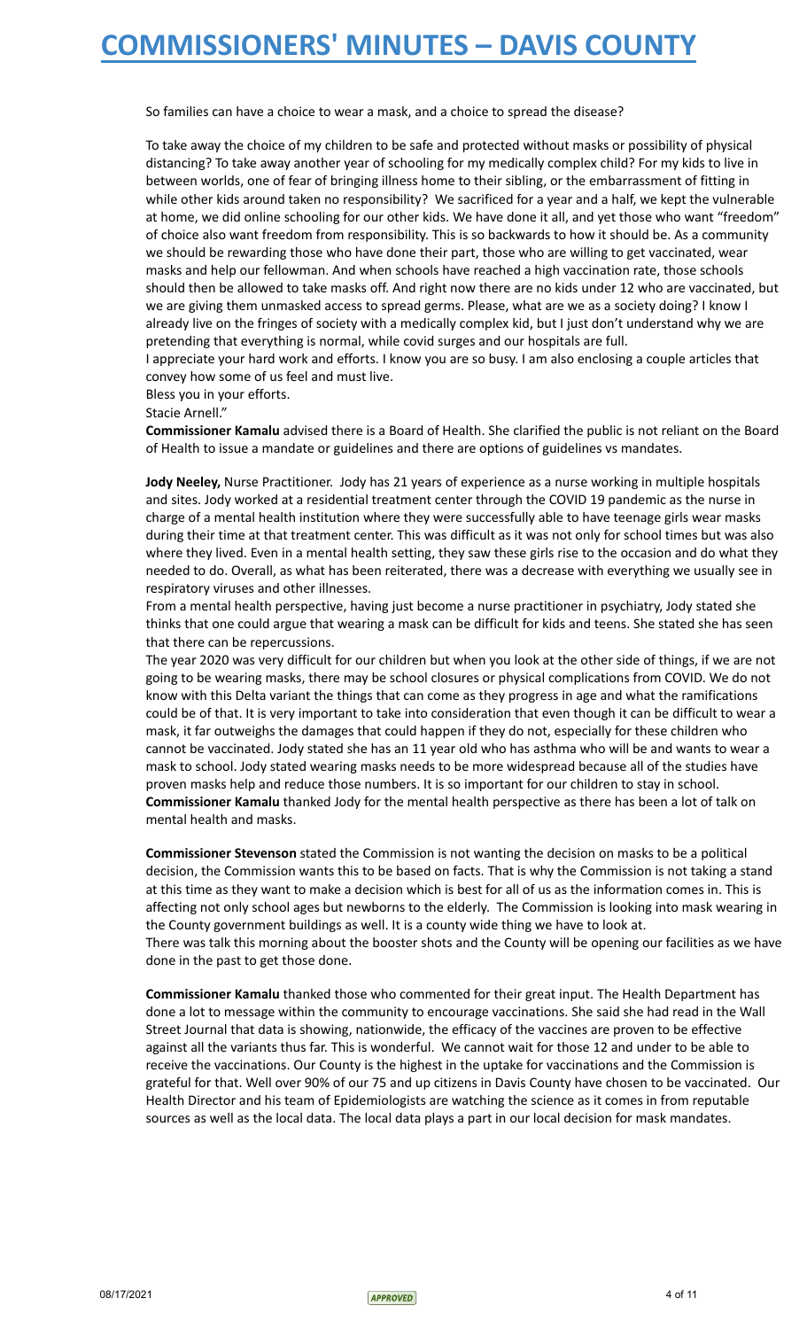So families can have a choice to wear a mask, and a choice to spread the disease?

To take away the choice of my children to be safe and protected without masks or possibility of physical distancing? To take away another year of schooling for my medically complex child? For my kids to live in between worlds, one of fear of bringing illness home to their sibling, or the embarrassment of fitting in while other kids around taken no responsibility? We sacrificed for a year and a half, we kept the vulnerable at home, we did online schooling for our other kids. We have done it all, and yet those who want "freedom" of choice also want freedom from responsibility. This is so backwards to how it should be. As a community we should be rewarding those who have done their part, those who are willing to get vaccinated, wear masks and help our fellowman. And when schools have reached a high vaccination rate, those schools should then be allowed to take masks off. And right now there are no kids under 12 who are vaccinated, but we are giving them unmasked access to spread germs. Please, what are we as a society doing? I know I already live on the fringes of society with a medically complex kid, but I just don't understand why we are pretending that everything is normal, while covid surges and our hospitals are full.
I appreciate your hard work and efforts. I know you are so busy. I am also enclosing a couple articles that convey how some of us feel and must live.
Bless you in your efforts.
Stacie Arnell."

**Commissioner Kamalu** advised there is a Board of Health. She clarified the public is not reliant on the Board of Health to issue a mandate or guidelines and there are options of guidelines vs mandates.

**Jody Neeley,** Nurse Practitioner. Jody has 21 years of experience as a nurse working in multiple hospitals and sites. Jody worked at a residential treatment center through the COVID 19 pandemic as the nurse in charge of a mental health institution where they were successfully able to have teenage girls wear masks during their time at that treatment center. This was difficult as it was not only for school times but was also where they lived. Even in a mental health setting, they saw these girls rise to the occasion and do what they needed to do. Overall, as what has been reiterated, there was a decrease with everything we usually see in respiratory viruses and other illnesses.
From a mental health perspective, having just become a nurse practitioner in psychiatry, Jody stated she thinks that one could argue that wearing a mask can be difficult for kids and teens. She stated she has seen that there can be repercussions.
The year 2020 was very difficult for our children but when you look at the other side of things, if we are not going to be wearing masks, there may be school closures or physical complications from COVID. We do not know with this Delta variant the things that can come as they progress in age and what the ramifications could be of that. It is very important to take into consideration that even though it can be difficult to wear a mask, it far outweighs the damages that could happen if they do not, especially for these children who cannot be vaccinated. Jody stated she has an 11 year old who has asthma who will be and wants to wear a mask to school. Jody stated wearing masks needs to be more widespread because all of the studies have proven masks help and reduce those numbers. It is so important for our children to stay in school.
**Commissioner Kamalu** thanked Jody for the mental health perspective as there has been a lot of talk on mental health and masks.

**Commissioner Stevenson** stated the Commission is not wanting the decision on masks to be a political decision, the Commission wants this to be based on facts. That is why the Commission is not taking a stand at this time as they want to make a decision which is best for all of us as the information comes in. This is affecting not only school ages but newborns to the elderly. The Commission is looking into mask wearing in the County government buildings as well. It is a county wide thing we have to look at.
There was talk this morning about the booster shots and the County will be opening our facilities as we have done in the past to get those done.

**Commissioner Kamalu** thanked those who commented for their great input. The Health Department has done a lot to message within the community to encourage vaccinations. She said she had read in the Wall Street Journal that data is showing, nationwide, the efficacy of the vaccines are proven to be effective against all the variants thus far. This is wonderful. We cannot wait for those 12 and under to be able to receive the vaccinations. Our County is the highest in the uptake for vaccinations and the Commission is grateful for that. Well over 90% of our 75 and up citizens in Davis County have chosen to be vaccinated. Our Health Director and his team of Epidemiologists are watching the science as it comes in from reputable sources as well as the local data. The local data plays a part in our local decision for mask mandates.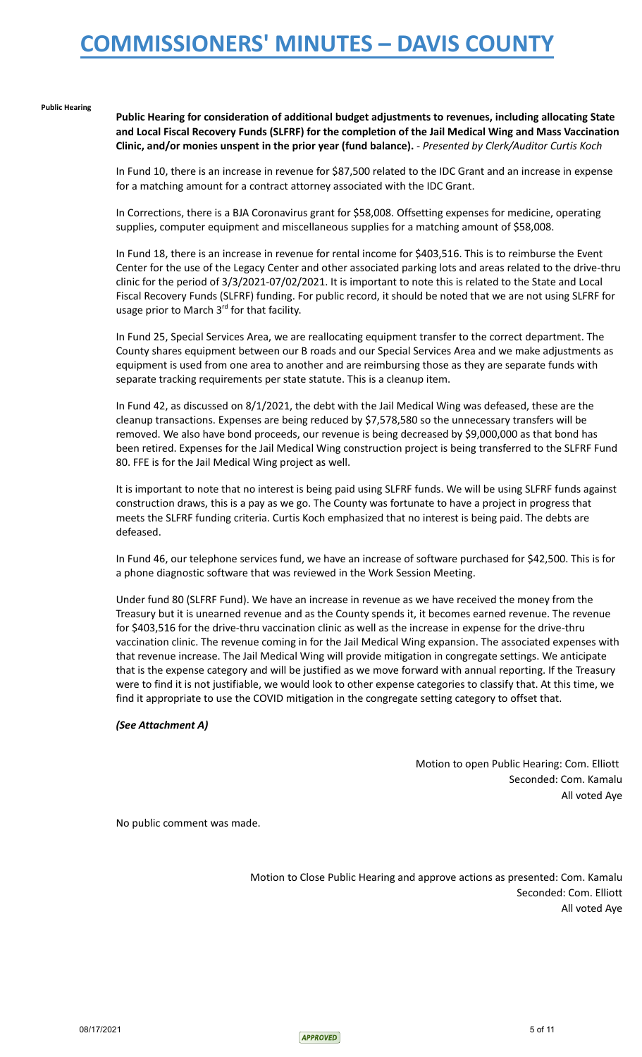**Public Hearing**

**Public Hearing for consideration of additional budget adjustments to revenues, including allocating State and Local Fiscal Recovery Funds (SLFRF) for the completion of the Jail Medical Wing and Mass Vaccination Clinic, and/or monies unspent in the prior year (fund balance).** - *Presented by Clerk/Auditor Curtis Koch*

In Fund 10, there is an increase in revenue for $87,500 related to the IDC Grant and an increase in expense for a matching amount for a contract attorney associated with the IDC Grant.

In Corrections, there is a BJA Coronavirus grant for $58,008. Offsetting expenses for medicine, operating supplies, computer equipment and miscellaneous supplies for a matching amount of $58,008.

In Fund 18, there is an increase in revenue for rental income for $403,516. This is to reimburse the Event Center for the use of the Legacy Center and other associated parking lots and areas related to the drive-thru clinic for the period of 3/3/2021-07/02/2021. It is important to note this is related to the State and Local Fiscal Recovery Funds (SLFRF) funding. For public record, it should be noted that we are not using SLFRF for usage prior to March 3rd for that facility.

In Fund 25, Special Services Area, we are reallocating equipment transfer to the correct department. The County shares equipment between our B roads and our Special Services Area and we make adjustments as equipment is used from one area to another and are reimbursing those as they are separate funds with separate tracking requirements per state statute. This is a cleanup item.

In Fund 42, as discussed on 8/1/2021, the debt with the Jail Medical Wing was defeased, these are the cleanup transactions. Expenses are being reduced by $7,578,580 so the unnecessary transfers will be removed. We also have bond proceeds, our revenue is being decreased by $9,000,000 as that bond has been retired. Expenses for the Jail Medical Wing construction project is being transferred to the SLFRF Fund 80. FFE is for the Jail Medical Wing project as well.

It is important to note that no interest is being paid using SLFRF funds. We will be using SLFRF funds against construction draws, this is a pay as we go. The County was fortunate to have a project in progress that meets the SLFRF funding criteria. Curtis Koch emphasized that no interest is being paid. The debts are defeased.

In Fund 46, our telephone services fund, we have an increase of software purchased for $42,500. This is for a phone diagnostic software that was reviewed in the Work Session Meeting.

Under fund 80 (SLFRF Fund). We have an increase in revenue as we have received the money from the Treasury but it is unearned revenue and as the County spends it, it becomes earned revenue. The revenue for $403,516 for the drive-thru vaccination clinic as well as the increase in expense for the drive-thru vaccination clinic. The revenue coming in for the Jail Medical Wing expansion. The associated expenses with that revenue increase. The Jail Medical Wing will provide mitigation in congregate settings. We anticipate that is the expense category and will be justified as we move forward with annual reporting. If the Treasury were to find it is not justifiable, we would look to other expense categories to classify that. At this time, we find it appropriate to use the COVID mitigation in the congregate setting category to offset that.

***(See Attachment A)***

Motion to open Public Hearing: Com. Elliott
Seconded: Com. Kamalu
All voted Aye

No public comment was made.

Motion to Close Public Hearing and approve actions as presented: Com. Kamalu
Seconded: Com. Elliott
All voted Aye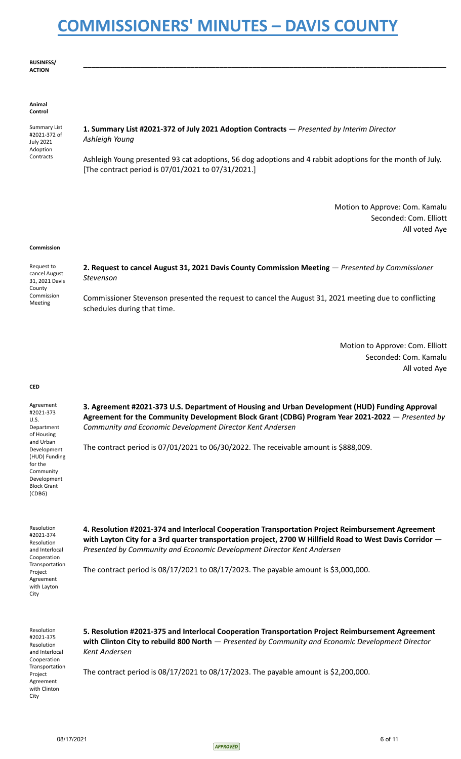# COMMISSIONERS' MINUTES – DAVIS COUNTY

**BUSINESS/ ACTION**

---

**Animal Control**

Summary List #2021-372 of July 2021 Adoption Contracts

**1. Summary List #2021-372 of July 2021 Adoption Contracts** — *Presented by Interim Director Ashleigh Young*

Ashleigh Young presented 93 cat adoptions, 56 dog adoptions and 4 rabbit adoptions for the month of July. [The contract period is 07/01/2021 to 07/31/2021.]

Motion to Approve: Com. Kamalu
Seconded: Com. Elliott
All voted Aye

**Commission**

Request to cancel August 31, 2021 Davis County Commission Meeting

**2. Request to cancel August 31, 2021 Davis County Commission Meeting** — *Presented by Commissioner Stevenson*

Commissioner Stevenson presented the request to cancel the August 31, 2021 meeting due to conflicting schedules during that time.

Motion to Approve: Com. Elliott
Seconded: Com. Kamalu
All voted Aye

**CED**

Agreement #2021-373 U.S. Department of Housing and Urban Development (HUD) Funding for the Community Development Block Grant (CDBG)

**3. Agreement #2021-373 U.S. Department of Housing and Urban Development (HUD) Funding Approval Agreement for the Community Development Block Grant (CDBG) Program Year 2021-2022** — *Presented by Community and Economic Development Director Kent Andersen*

The contract period is 07/01/2021 to 06/30/2022. The receivable amount is $888,009.

Resolution #2021-374 Resolution and Interlocal Cooperation Transportation Project Agreement with Layton City

**4. Resolution #2021-374 and Interlocal Cooperation Transportation Project Reimbursement Agreement with Layton City for a 3rd quarter transportation project, 2700 W Hillfield Road to West Davis Corridor** — *Presented by Community and Economic Development Director Kent Andersen*

The contract period is 08/17/2021 to 08/17/2023. The payable amount is $3,000,000.

Resolution #2021-375 Resolution and Interlocal Cooperation Transportation Project Agreement with Clinton City

**5. Resolution #2021-375 and Interlocal Cooperation Transportation Project Reimbursement Agreement with Clinton City to rebuild 800 North** — *Presented by Community and Economic Development Director Kent Andersen*

The contract period is 08/17/2021 to 08/17/2023. The payable amount is $2,200,000.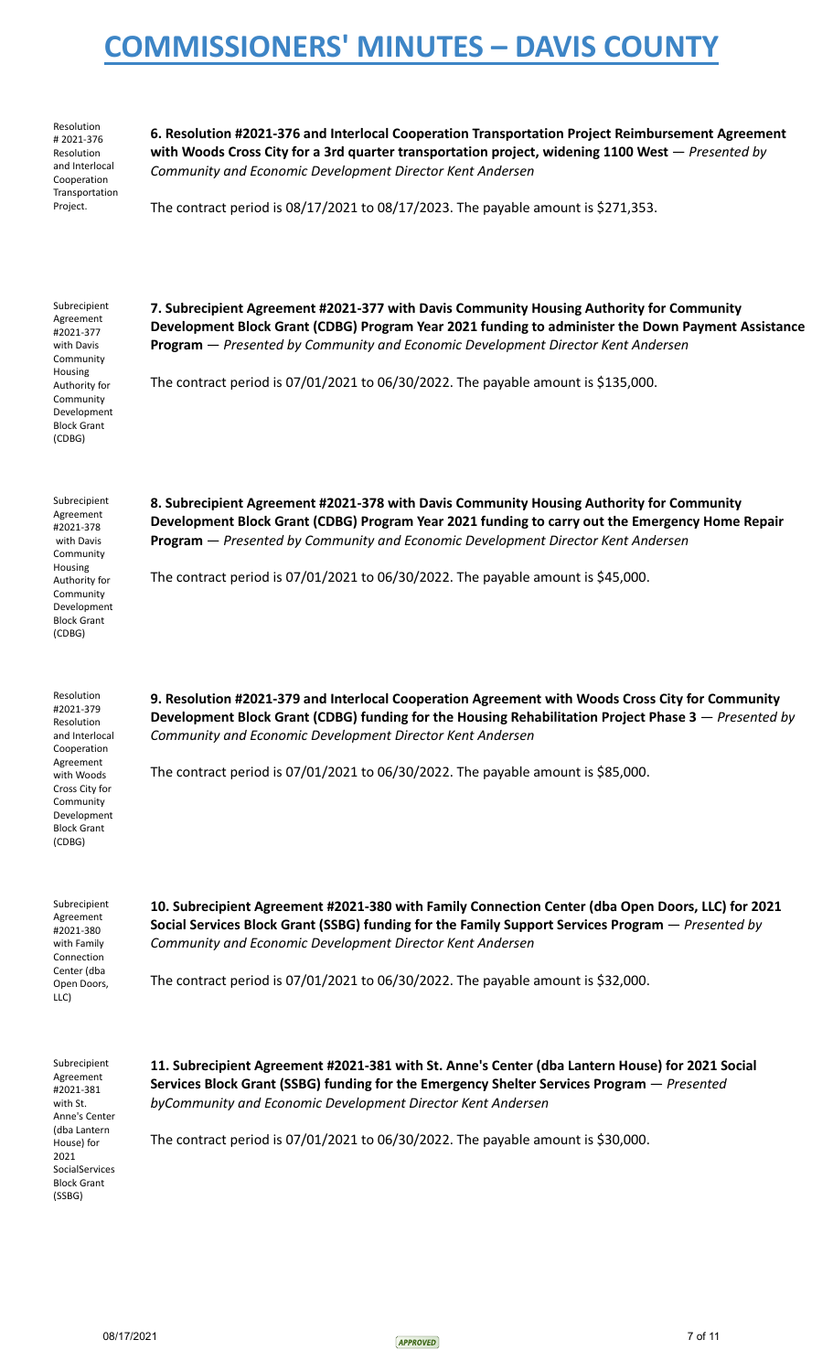Resolution # 2021-376 Resolution and Interlocal Cooperation Transportation Project.

**6. Resolution #2021-376 and Interlocal Cooperation Transportation Project Reimbursement Agreement with Woods Cross City for a 3rd quarter transportation project, widening 1100 West** — *Presented by Community and Economic Development Director Kent Andersen*

The contract period is 08/17/2021 to 08/17/2023. The payable amount is $271,353.

Subrecipient Agreement #2021-377 with Davis Community Housing Authority for Community Development Block Grant (CDBG)

**7. Subrecipient Agreement #2021-377 with Davis Community Housing Authority for Community Development Block Grant (CDBG) Program Year 2021 funding to administer the Down Payment Assistance Program** — *Presented by Community and Economic Development Director Kent Andersen*

The contract period is 07/01/2021 to 06/30/2022. The payable amount is $135,000.

Subrecipient Agreement #2021-378 with Davis Community Housing Authority for Community Development Block Grant (CDBG)

**8. Subrecipient Agreement #2021-378 with Davis Community Housing Authority for Community Development Block Grant (CDBG) Program Year 2021 funding to carry out the Emergency Home Repair Program** — *Presented by Community and Economic Development Director Kent Andersen*

The contract period is 07/01/2021 to 06/30/2022. The payable amount is $45,000.

Resolution #2021-379 Resolution and Interlocal Cooperation Agreement with Woods Cross City for Community Development Block Grant (CDBG)

**9. Resolution #2021-379 and Interlocal Cooperation Agreement with Woods Cross City for Community Development Block Grant (CDBG) funding for the Housing Rehabilitation Project Phase 3** — *Presented by Community and Economic Development Director Kent Andersen*

The contract period is 07/01/2021 to 06/30/2022. The payable amount is $85,000.

Subrecipient Agreement #2021-380 with Family Connection Center (dba Open Doors, LLC)

**10. Subrecipient Agreement #2021-380 with Family Connection Center (dba Open Doors, LLC) for 2021 Social Services Block Grant (SSBG) funding for the Family Support Services Program** — *Presented by Community and Economic Development Director Kent Andersen*

The contract period is 07/01/2021 to 06/30/2022. The payable amount is $32,000.

Subrecipient Agreement #2021-381 with St. Anne's Center (dba Lantern House) for 2021 SocialServices Block Grant (SSBG)

**11. Subrecipient Agreement #2021-381 with St. Anne's Center (dba Lantern House) for 2021 Social Services Block Grant (SSBG) funding for the Emergency Shelter Services Program** — *Presented byCommunity and Economic Development Director Kent Andersen*

The contract period is 07/01/2021 to 06/30/2022. The payable amount is $30,000.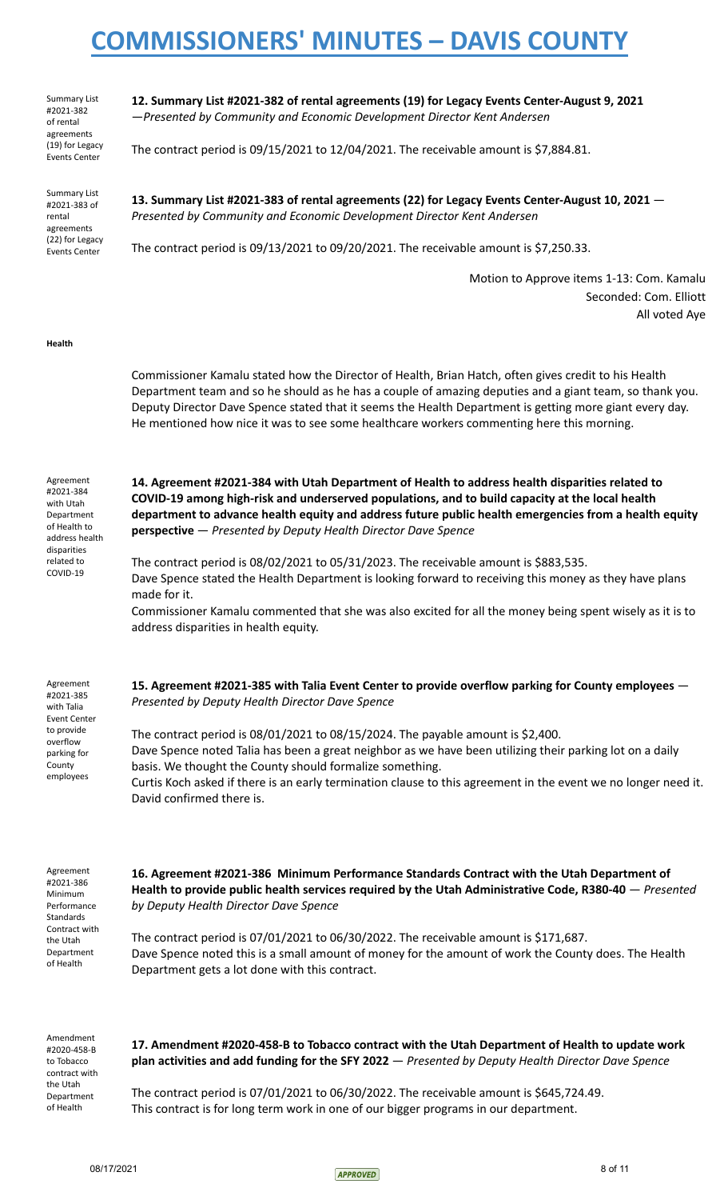Summary List #2021-382 of rental agreements (19) for Legacy Events Center

**12. Summary List #2021-382 of rental agreements (19) for Legacy Events Center-August 9, 2021** *—Presented by Community and Economic Development Director Kent Andersen*

The contract period is 09/15/2021 to 12/04/2021. The receivable amount is $7,884.81.

Summary List #2021-383 of rental agreements (22) for Legacy Events Center

**13. Summary List #2021-383 of rental agreements (22) for Legacy Events Center-August 10, 2021** — *Presented by Community and Economic Development Director Kent Andersen*

The contract period is 09/13/2021 to 09/20/2021. The receivable amount is $7,250.33.

Motion to Approve items 1-13: Com. Kamalu
Seconded: Com. Elliott
All voted Aye

**Health**

Commissioner Kamalu stated how the Director of Health, Brian Hatch, often gives credit to his Health Department team and so he should as he has a couple of amazing deputies and a giant team, so thank you. Deputy Director Dave Spence stated that it seems the Health Department is getting more giant every day. He mentioned how nice it was to see some healthcare workers commenting here this morning.

Agreement #2021-384 with Utah Department of Health to address health disparities related to COVID-19

**14. Agreement #2021-384 with Utah Department of Health to address health disparities related to COVID-19 among high-risk and underserved populations, and to build capacity at the local health department to advance health equity and address future public health emergencies from a health equity perspective** — *Presented by Deputy Health Director Dave Spence*

The contract period is 08/02/2021 to 05/31/2023. The receivable amount is $883,535.
Dave Spence stated the Health Department is looking forward to receiving this money as they have plans made for it.
Commissioner Kamalu commented that she was also excited for all the money being spent wisely as it is to address disparities in health equity.

Agreement #2021-385 with Talia Event Center to provide overflow parking for County employees

**15. Agreement #2021-385 with Talia Event Center to provide overflow parking for County employees** — *Presented by Deputy Health Director Dave Spence*

The contract period is 08/01/2021 to 08/15/2024. The payable amount is $2,400.
Dave Spence noted Talia has been a great neighbor as we have been utilizing their parking lot on a daily basis. We thought the County should formalize something.
Curtis Koch asked if there is an early termination clause to this agreement in the event we no longer need it. David confirmed there is.

Agreement #2021-386 Minimum Performance Standards Contract with the Utah Department of Health

**16. Agreement #2021-386 Minimum Performance Standards Contract with the Utah Department of Health to provide public health services required by the Utah Administrative Code, R380-40** — *Presented by Deputy Health Director Dave Spence*

The contract period is 07/01/2021 to 06/30/2022. The receivable amount is $171,687.
Dave Spence noted this is a small amount of money for the amount of work the County does. The Health Department gets a lot done with this contract.

Amendment #2020-458-B to Tobacco contract with the Utah Department of Health

**17. Amendment #2020-458-B to Tobacco contract with the Utah Department of Health to update work plan activities and add funding for the SFY 2022** — *Presented by Deputy Health Director Dave Spence*

The contract period is 07/01/2021 to 06/30/2022. The receivable amount is $645,724.49.
This contract is for long term work in one of our bigger programs in our department.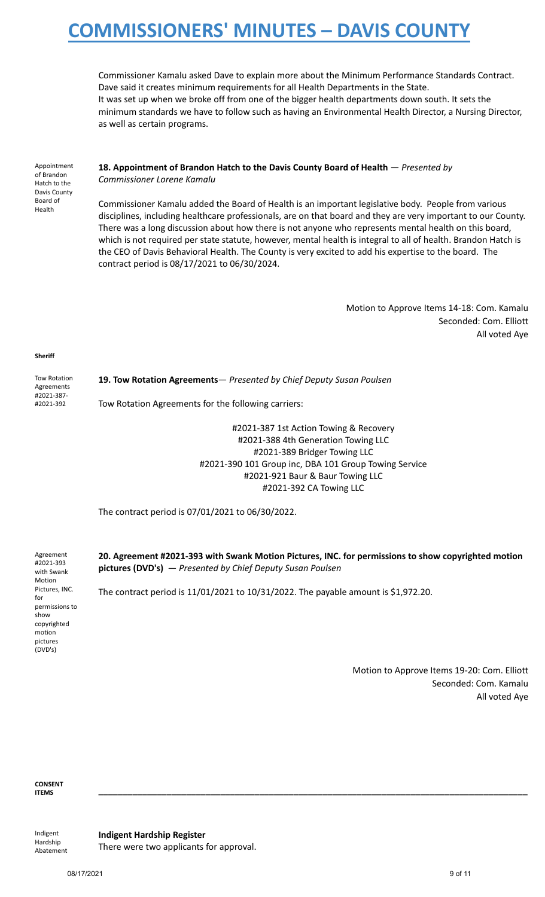Commissioner Kamalu asked Dave to explain more about the Minimum Performance Standards Contract. Dave said it creates minimum requirements for all Health Departments in the State. It was set up when we broke off from one of the bigger health departments down south. It sets the minimum standards we have to follow such as having an Environmental Health Director, a Nursing Director, as well as certain programs.

Appointment of Brandon Hatch to the Davis County Board of Health

**18. Appointment of Brandon Hatch to the Davis County Board of Health** — *Presented by Commissioner Lorene Kamalu*

Commissioner Kamalu added the Board of Health is an important legislative body. People from various disciplines, including healthcare professionals, are on that board and they are very important to our County. There was a long discussion about how there is not anyone who represents mental health on this board, which is not required per state statute, however, mental health is integral to all of health. Brandon Hatch is the CEO of Davis Behavioral Health. The County is very excited to add his expertise to the board. The contract period is 08/17/2021 to 06/30/2024.

Motion to Approve Items 14-18: Com. Kamalu
Seconded: Com. Elliott
All voted Aye

**Sheriff**

Tow Rotation Agreements #2021-387-#2021-392

**19. Tow Rotation Agreements**— *Presented by Chief Deputy Susan Poulsen*

Tow Rotation Agreements for the following carriers:

#2021-387 1st Action Towing & Recovery
#2021-388 4th Generation Towing LLC
#2021-389 Bridger Towing LLC
#2021-390 101 Group inc, DBA 101 Group Towing Service
#2021-921 Baur & Baur Towing LLC
#2021-392 CA Towing LLC

The contract period is 07/01/2021 to 06/30/2022.

Agreement #2021-393 with Swank Motion Pictures, INC. for permissions to show copyrighted motion pictures (DVD's)

**20. Agreement #2021-393 with Swank Motion Pictures, INC. for permissions to show copyrighted motion pictures (DVD's)** — *Presented by Chief Deputy Susan Poulsen*

The contract period is 11/01/2021 to 10/31/2022. The payable amount is $1,972.20.

Motion to Approve Items 19-20: Com. Elliott
Seconded: Com. Kamalu
All voted Aye

**CONSENT ITEMS**

---

Indigent Hardship Abatement

**Indigent Hardship Register**
There were two applicants for approval.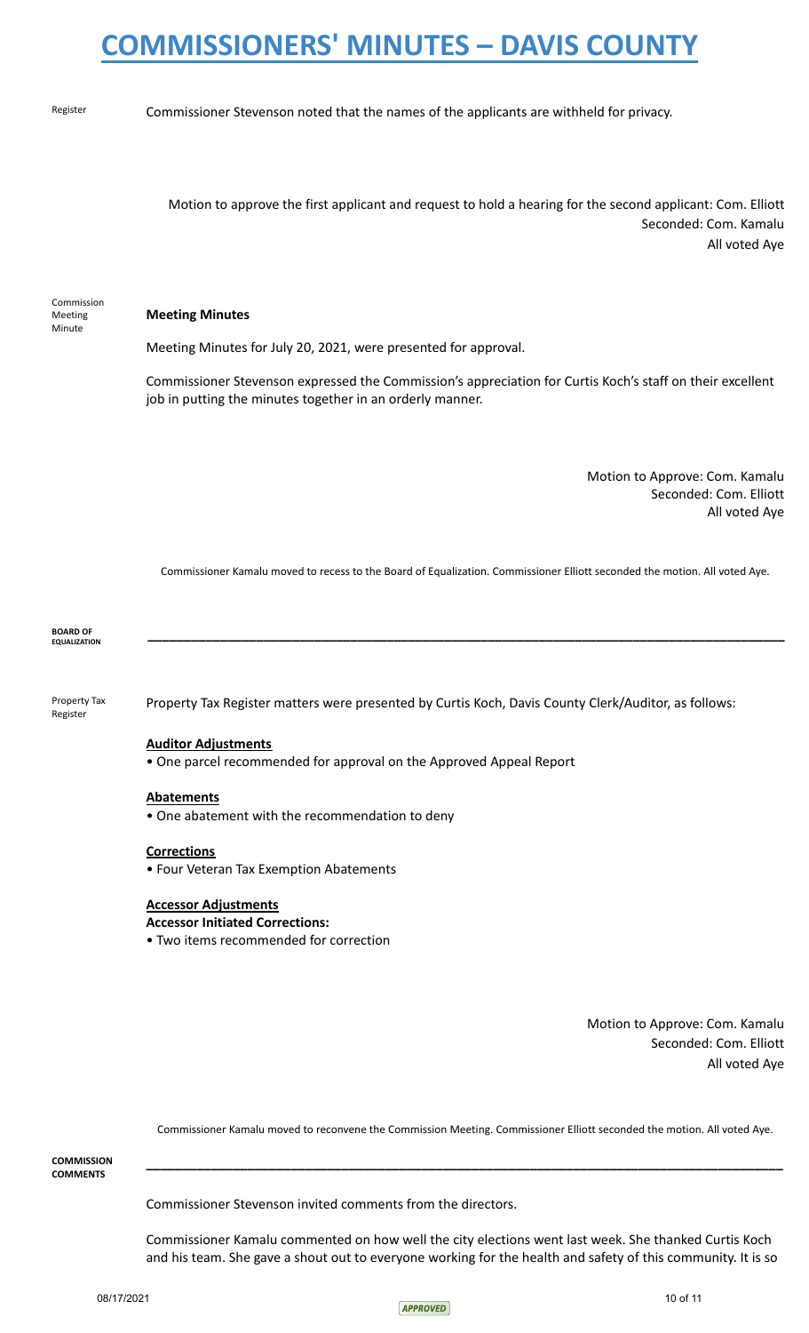Register

Commissioner Stevenson noted that the names of the applicants are withheld for privacy.

Motion to approve the first applicant and request to hold a hearing for the second applicant: Com. Elliott
Seconded: Com. Kamalu
All voted Aye

Commission Meeting Minute

**Meeting Minutes**

Meeting Minutes for July 20, 2021, were presented for approval.

Commissioner Stevenson expressed the Commission's appreciation for Curtis Koch's staff on their excellent job in putting the minutes together in an orderly manner.

Motion to Approve: Com. Kamalu
Seconded: Com. Elliott
All voted Aye

Commissioner Kamalu moved to recess to the Board of Equalization. Commissioner Elliott seconded the motion. All voted Aye.

**BOARD OF EQUALIZATION**

---

Property Tax Register

Property Tax Register matters were presented by Curtis Koch, Davis County Clerk/Auditor, as follows:

**Auditor Adjustments**

- One parcel recommended for approval on the Approved Appeal Report

**Abatements**

- One abatement with the recommendation to deny

**Corrections**

- Four Veteran Tax Exemption Abatements

**Accessor Adjustments**
**Accessor Initiated Corrections:**

- Two items recommended for correction

Motion to Approve: Com. Kamalu
Seconded: Com. Elliott
All voted Aye

Commissioner Kamalu moved to reconvene the Commission Meeting. Commissioner Elliott seconded the motion. All voted Aye.

**COMMISSION COMMENTS**

---

Commissioner Stevenson invited comments from the directors.

Commissioner Kamalu commented on how well the city elections went last week. She thanked Curtis Koch and his team. She gave a shout out to everyone working for the health and safety of this community. It is so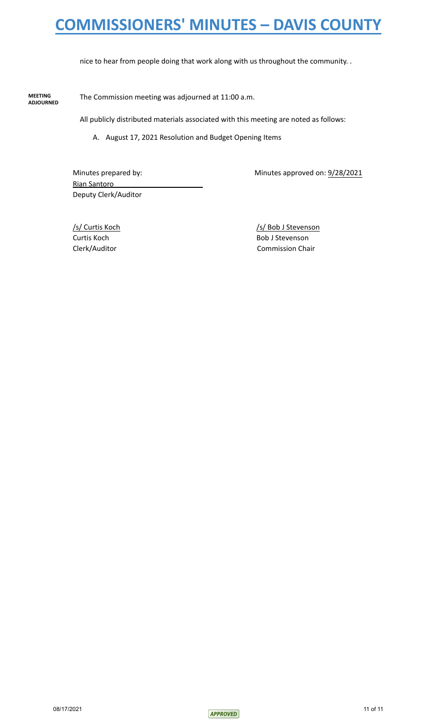nice to hear from people doing that work along with us throughout the community. .

**MEETING ADJOURNED** The Commission meeting was adjourned at 11:00 a.m.

All publicly distributed materials associated with this meeting are noted as follows:

A. August 17, 2021 Resolution and Budget Opening Items

Minutes prepared by:
Rian Santoro
Deputy Clerk/Auditor

Minutes approved on: 9/28/2021

/s/ Curtis Koch
Curtis Koch
Clerk/Auditor

/s/ Bob J Stevenson
Bob J Stevenson
Commission Chair